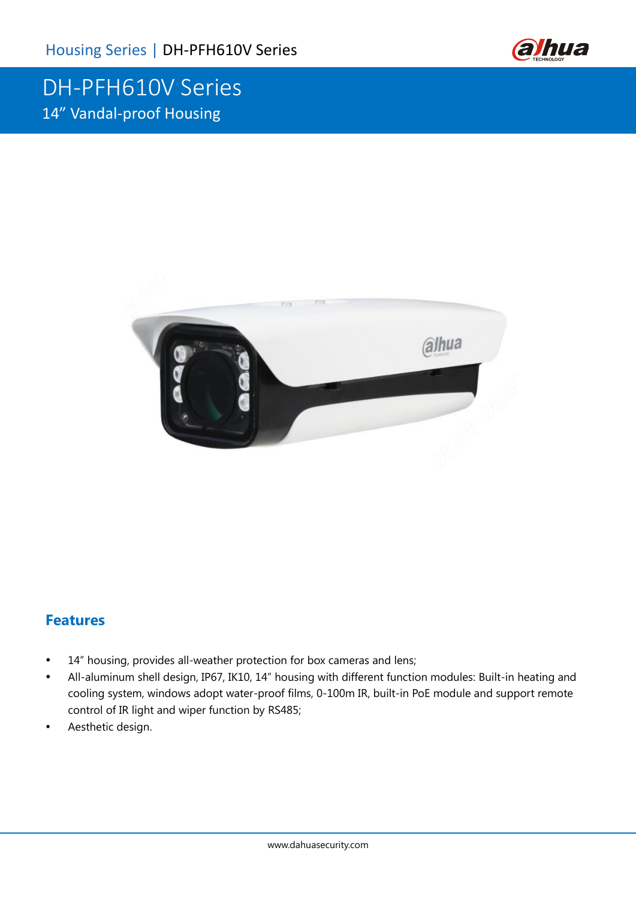# DH-PFH610V Series

## 14" Vandal-proof Housing

### Features

- 14" housing, provides all-weather protection for box cameras and lens;
- All-aluminum shell design, IP67, IK10, 14" housing with different function modules: Built-in heating and cooling system, windows adopt water-proof films, 0-100m IR, built-in PoE module and support remote control of IR light and wiper function by RS485;
- Aesthetic design.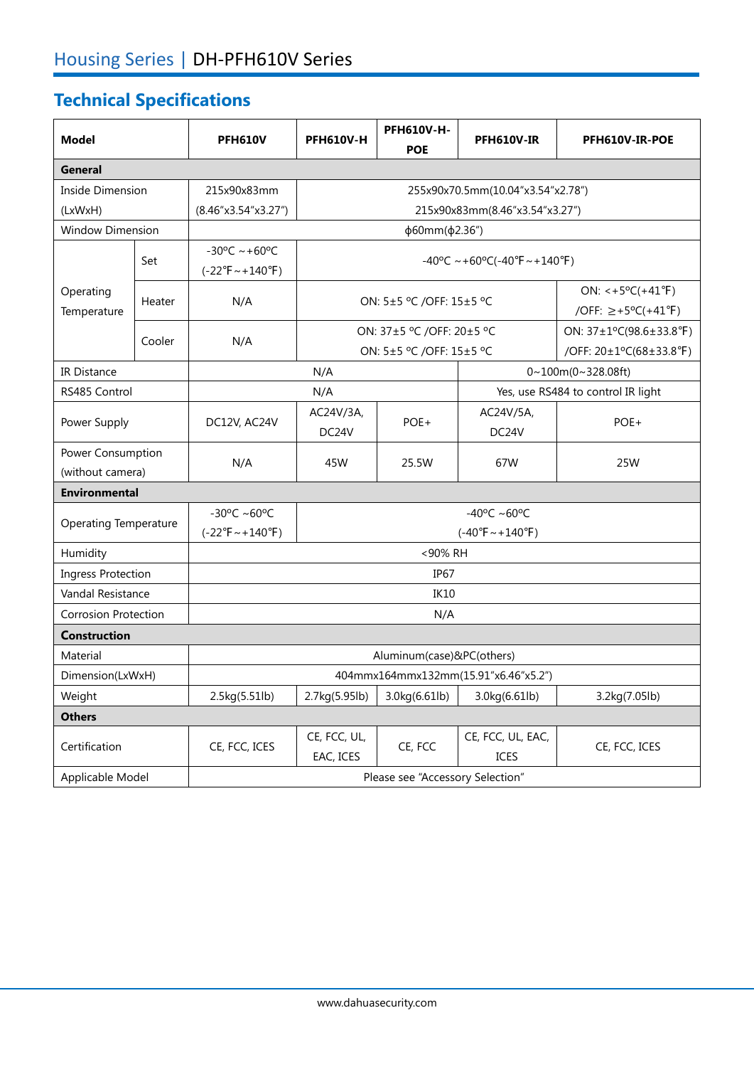# Housing Series | DH-PFH610V Series

## Technical Specifications

| Model | | PFH610V | PFH610V-H | PFH610V-H-POE | PFH610V-IR | PFH610V-IR-POE |
|---|---|---|---|---|---|---|
| **General** | | | | | | |
| Inside Dimension (LxWxH) | | 215x90x83mm (8.46"x3.54"x3.27") | 255x90x70.5mm(10.04"x3.54"x2.78") 215x90x83mm(8.46"x3.54"x3.27") | | | |
| Window Dimension | | ϕ60mm(ϕ2.36") | | | | |
| Operating Temperature | Set | -30ºC ~+60ºC (-22℉~+140℉) | -40ºC ~+60ºC(-40℉~+140℉) | | | |
| | Heater | N/A | ON: 5±5 ºC /OFF: 15±5 ºC | | | ON: <+5ºC(+41℉) /OFF: ≥+5ºC(+41℉) |
| | Cooler | N/A | ON: 37±5 ºC /OFF: 20±5 ºC ON: 5±5 ºC /OFF: 15±5 ºC | | | ON: 37±1ºC(98.6±33.8℉) /OFF: 20±1ºC(68±33.8℉) |
| IR Distance | | N/A | | | 0~100m(0~328.08ft) | |
| RS485 Control | | N/A | | | Yes, use RS484 to control IR light | |
| Power Supply | | DC12V, AC24V | AC24V/3A, DC24V | POE+ | AC24V/5A, DC24V | POE+ |
| Power Consumption (without camera) | | N/A | 45W | 25.5W | 67W | 25W |
| **Environmental** | | | | | | |
| Operating Temperature | | -30ºC ~60ºC (-22℉~+140℉) | -40ºC ~60ºC (-40℉~+140℉) | | | |
| Humidity | | <90% RH | | | | |
| Ingress Protection | | IP67 | | | | |
| Vandal Resistance | | IK10 | | | | |
| Corrosion Protection | | N/A | | | | |
| **Construction** | | | | | | |
| Material | | Aluminum(case)&PC(others) | | | | |
| Dimension(LxWxH) | | 404mmx164mmx132mm(15.91"x6.46"x5.2") | | | | |
| Weight | | 2.5kg(5.51lb) | 2.7kg(5.95lb) | 3.0kg(6.61lb) | 3.0kg(6.61lb) | 3.2kg(7.05lb) |
| **Others** | | | | | | |
| Certification | | CE, FCC, ICES | CE, FCC, UL, EAC, ICES | CE, FCC | CE, FCC, UL, EAC, ICES | CE, FCC, ICES |
| Applicable Model | | Please see "Accessory Selection" | | | | |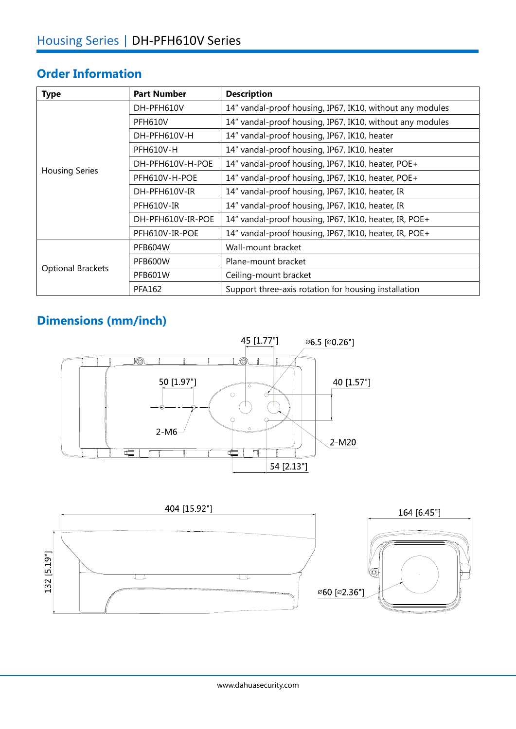## Order Information

| Type | Part Number | Description |
|---|---|---|
| Housing Series | DH-PFH610V | 14" vandal-proof housing, IP67, IK10, without any modules |
| | PFH610V | 14" vandal-proof housing, IP67, IK10, without any modules |
| | DH-PFH610V-H | 14" vandal-proof housing, IP67, IK10, heater |
| | PFH610V-H | 14" vandal-proof housing, IP67, IK10, heater |
| | DH-PFH610V-H-POE | 14" vandal-proof housing, IP67, IK10, heater, POE+ |
| | PFH610V-H-POE | 14" vandal-proof housing, IP67, IK10, heater, POE+ |
| | DH-PFH610V-IR | 14" vandal-proof housing, IP67, IK10, heater, IR |
| | PFH610V-IR | 14" vandal-proof housing, IP67, IK10, heater, IR |
| | DH-PFH610V-IR-POE | 14" vandal-proof housing, IP67, IK10, heater, IR, POE+ |
| | PFH610V-IR-POE | 14" vandal-proof housing, IP67, IK10, heater, IR, POE+ |
| Optional Brackets | PFB604W | Wall-mount bracket |
| | PFB600W | Plane-mount bracket |
| | PFB601W | Ceiling-mount bracket |
| | PFA162 | Support three-axis rotation for housing installation |

## Dimensions (mm/inch)

45 [1.77"] ⌀6.5 [⌀0.26"] 50 [1.97"] 40 [1.57"] 2-M6 2-M20 54 [2.13"]

404 [15.92"] 164 [6.45"] 132 [5.19"] ⌀60 [⌀2.36"]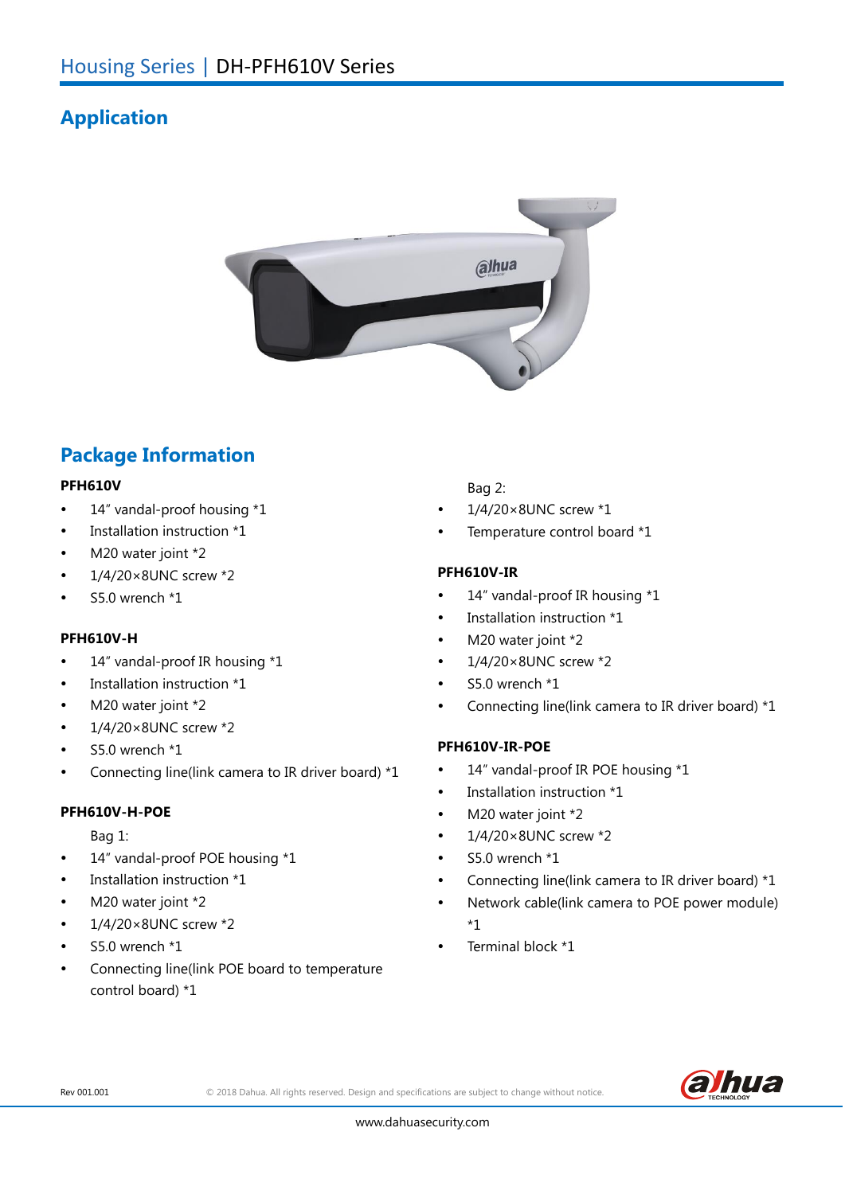## Application

## Package Information

**PFH610V**

- 14″ vandal-proof housing *1
- Installation instruction *1
- M20 water joint *2
- 1/4/20×8UNC screw *2
- S5.0 wrench *1

**PFH610V-H**

- 14″ vandal-proof IR housing *1
- Installation instruction *1
- M20 water joint *2
- 1/4/20×8UNC screw *2
- S5.0 wrench *1
- Connecting line(link camera to IR driver board) *1

**PFH610V-H-POE**

Bag 1:

- 14″ vandal-proof POE housing *1
- Installation instruction *1
- M20 water joint *2
- 1/4/20×8UNC screw *2
- S5.0 wrench *1
- Connecting line(link POE board to temperature control board) *1

Bag 2:

- 1/4/20×8UNC screw *1
- Temperature control board *1

**PFH610V-IR**

- 14″ vandal-proof IR housing *1
- Installation instruction *1
- M20 water joint *2
- 1/4/20×8UNC screw *2
- S5.0 wrench *1
- Connecting line(link camera to IR driver board) *1

**PFH610V-IR-POE**

- 14″ vandal-proof IR POE housing *1
- Installation instruction *1
- M20 water joint *2
- 1/4/20×8UNC screw *2
- S5.0 wrench *1
- Connecting line(link camera to IR driver board) *1
- Network cable(link camera to POE power module) *1
- Terminal block *1

Rev 001.001 © 2018 Dahua. All rights reserved. Design and specifications are subject to change without notice.

www.dahuasecurity.com